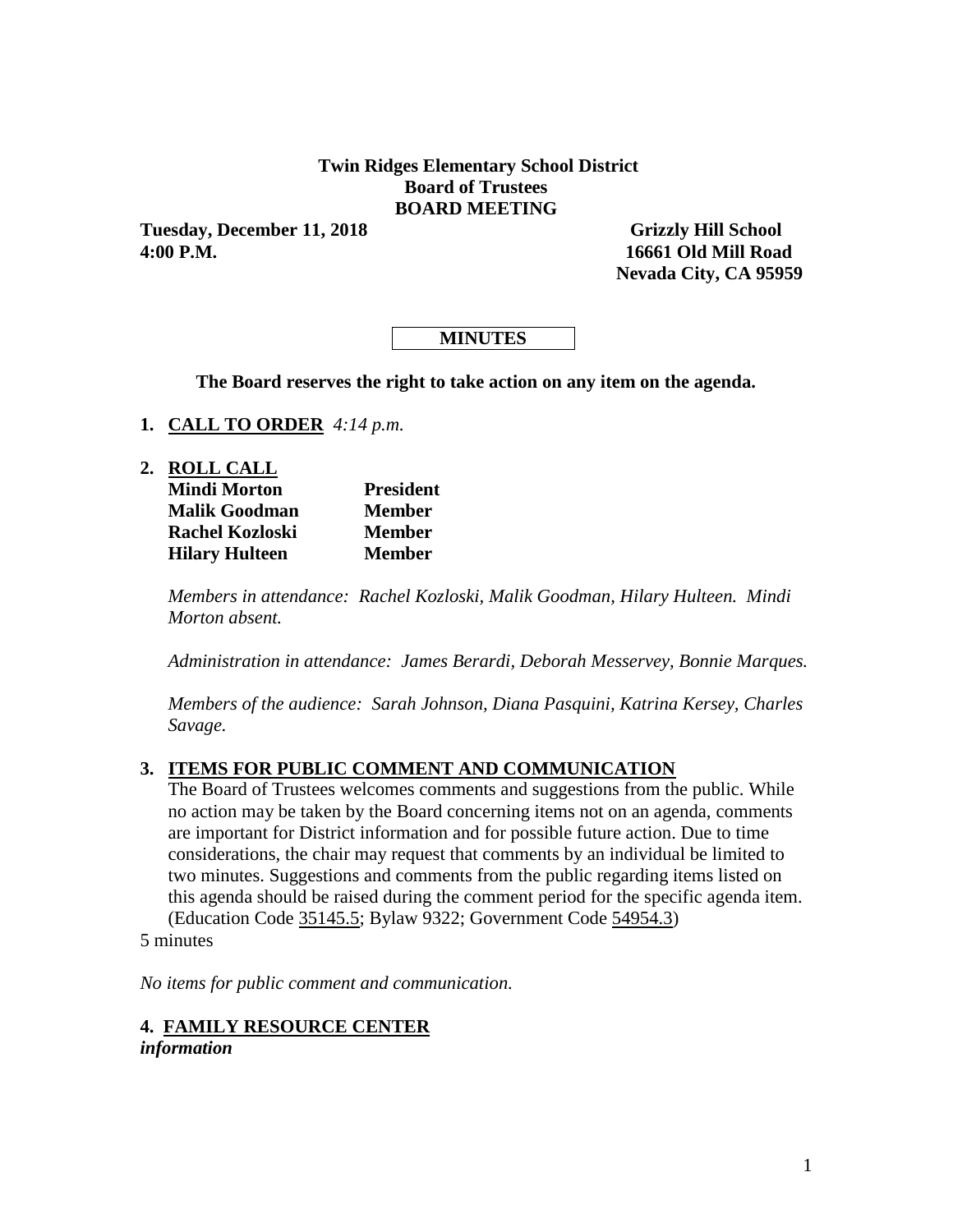**Twin Ridges Elementary School District**
**Board of Trustees**
**BOARD MEETING**

**Tuesday, December 11, 2018**
**4:00 P.M.**

**Grizzly Hill School**
**16661 Old Mill Road**
**Nevada City, CA 95959**

**MINUTES**

**The Board reserves the right to take action on any item on the agenda.**

**1. CALL TO ORDER** *4:14 p.m.*

**2. ROLL CALL**

| | |
|---|---|
| **Mindi Morton** | **President** |
| **Malik Goodman** | **Member** |
| **Rachel Kozloski** | **Member** |
| **Hilary Hulteen** | **Member** |

*Members in attendance: Rachel Kozloski, Malik Goodman, Hilary Hulteen. Mindi Morton absent.*

*Administration in attendance: James Berardi, Deborah Messervey, Bonnie Marques.*

*Members of the audience: Sarah Johnson, Diana Pasquini, Katrina Kersey, Charles Savage.*

**3. ITEMS FOR PUBLIC COMMENT AND COMMUNICATION**

The Board of Trustees welcomes comments and suggestions from the public. While no action may be taken by the Board concerning items not on an agenda, comments are important for District information and for possible future action. Due to time considerations, the chair may request that comments by an individual be limited to two minutes. Suggestions and comments from the public regarding items listed on this agenda should be raised during the comment period for the specific agenda item. (Education Code 35145.5; Bylaw 9322; Government Code 54954.3)

5 minutes

*No items for public comment and communication.*

**4. FAMILY RESOURCE CENTER**
***information***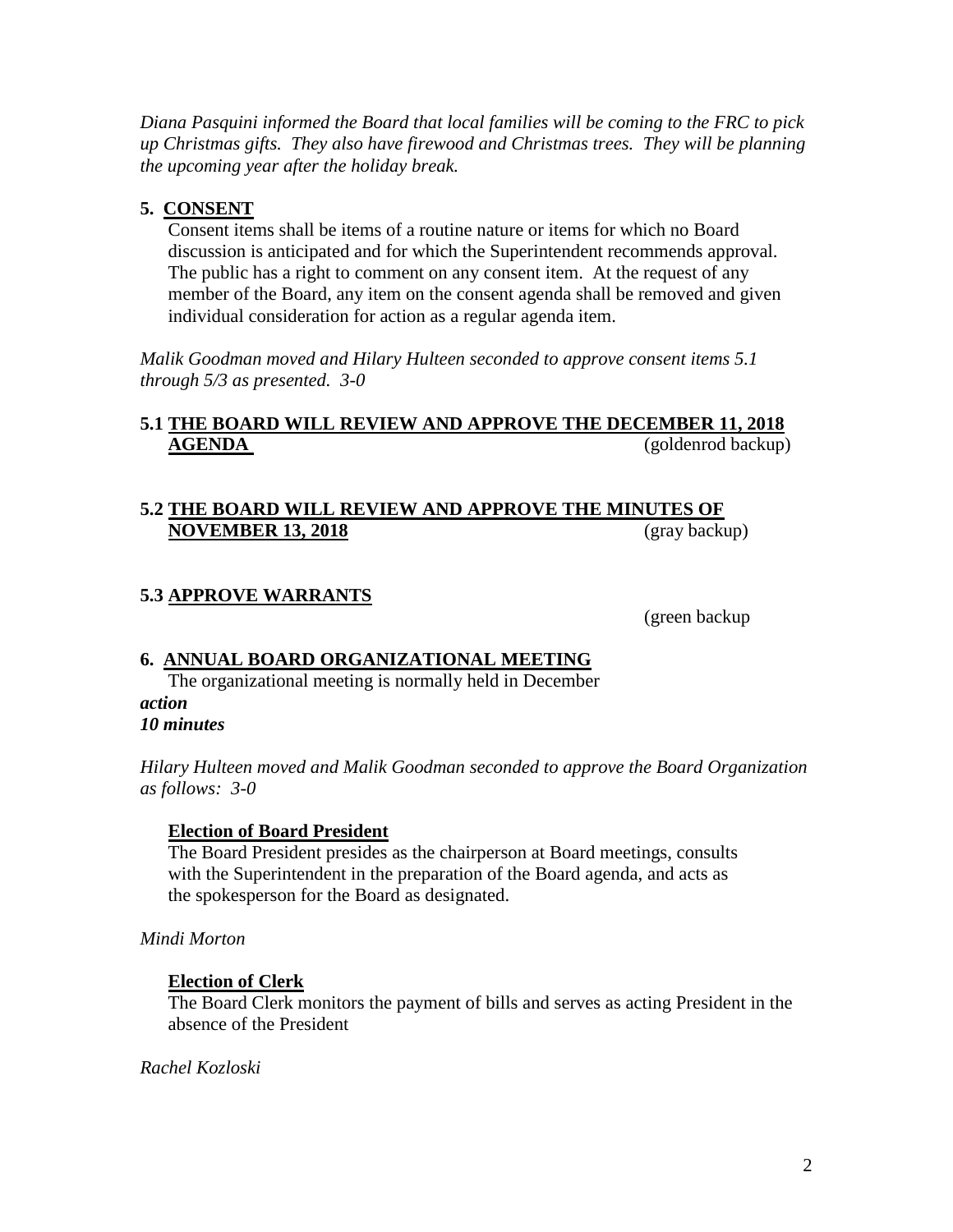*Diana Pasquini informed the Board that local families will be coming to the FRC to pick up Christmas gifts. They also have firewood and Christmas trees. They will be planning the upcoming year after the holiday break.*

## 5. CONSENT

Consent items shall be items of a routine nature or items for which no Board discussion is anticipated and for which the Superintendent recommends approval. The public has a right to comment on any consent item. At the request of any member of the Board, any item on the consent agenda shall be removed and given individual consideration for action as a regular agenda item.

*Malik Goodman moved and Hilary Hulteen seconded to approve consent items 5.1 through 5/3 as presented. 3-0*

### 5.1 THE BOARD WILL REVIEW AND APPROVE THE DECEMBER 11, 2018 AGENDA (goldenrod backup)

### 5.2 THE BOARD WILL REVIEW AND APPROVE THE MINUTES OF NOVEMBER 13, 2018 (gray backup)

### 5.3 APPROVE WARRANTS

(green backup

## 6. ANNUAL BOARD ORGANIZATIONAL MEETING

The organizational meeting is normally held in December

***action***
***10 minutes***

*Hilary Hulteen moved and Malik Goodman seconded to approve the Board Organization as follows: 3-0*

**Election of Board President**

The Board President presides as the chairperson at Board meetings, consults with the Superintendent in the preparation of the Board agenda, and acts as the spokesperson for the Board as designated.

*Mindi Morton*

**Election of Clerk**

The Board Clerk monitors the payment of bills and serves as acting President in the absence of the President

*Rachel Kozloski*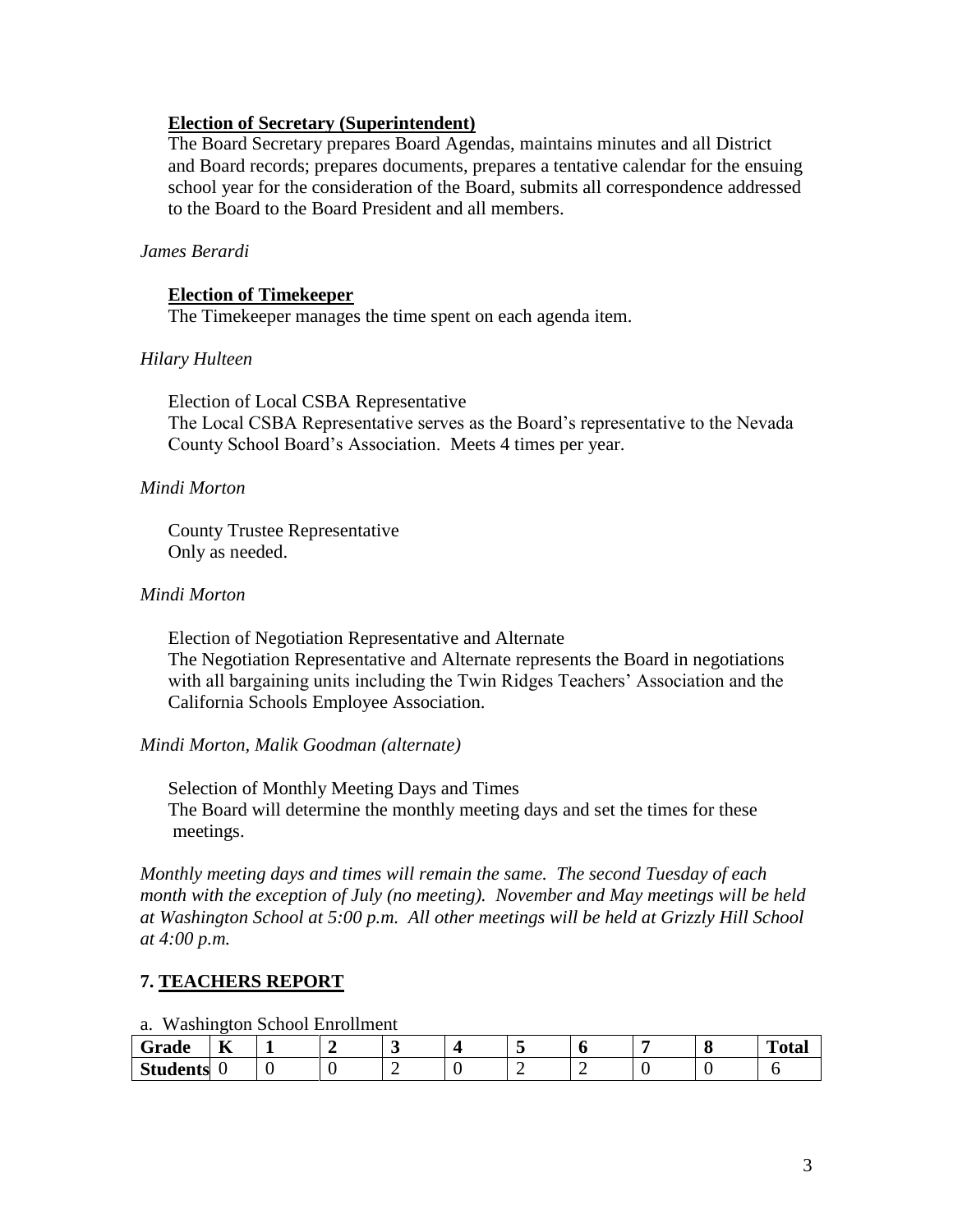**Election of Secretary (Superintendent)**

The Board Secretary prepares Board Agendas, maintains minutes and all District and Board records; prepares documents, prepares a tentative calendar for the ensuing school year for the consideration of the Board, submits all correspondence addressed to the Board to the Board President and all members.

*James Berardi*

**Election of Timekeeper**

The Timekeeper manages the time spent on each agenda item.

*Hilary Hulteen*

Election of Local CSBA Representative

The Local CSBA Representative serves as the Board's representative to the Nevada County School Board's Association. Meets 4 times per year.

*Mindi Morton*

County Trustee Representative

Only as needed.

*Mindi Morton*

Election of Negotiation Representative and Alternate

The Negotiation Representative and Alternate represents the Board in negotiations with all bargaining units including the Twin Ridges Teachers' Association and the California Schools Employee Association.

*Mindi Morton, Malik Goodman (alternate)*

Selection of Monthly Meeting Days and Times

The Board will determine the monthly meeting days and set the times for these meetings.

*Monthly meeting days and times will remain the same. The second Tuesday of each month with the exception of July (no meeting). November and May meetings will be held at Washington School at 5:00 p.m. All other meetings will be held at Grizzly Hill School at 4:00 p.m.*

## 7. TEACHERS REPORT

a. Washington School Enrollment

| **Grade** | **K** | **1** | **2** | **3** | **4** | **5** | **6** | **7** | **8** | **Total** |
|---|---|---|---|---|---|---|---|---|---|---|
| **Students** | 0 | 0 | 0 | 2 | 0 | 2 | 2 | 0 | 0 | 6 |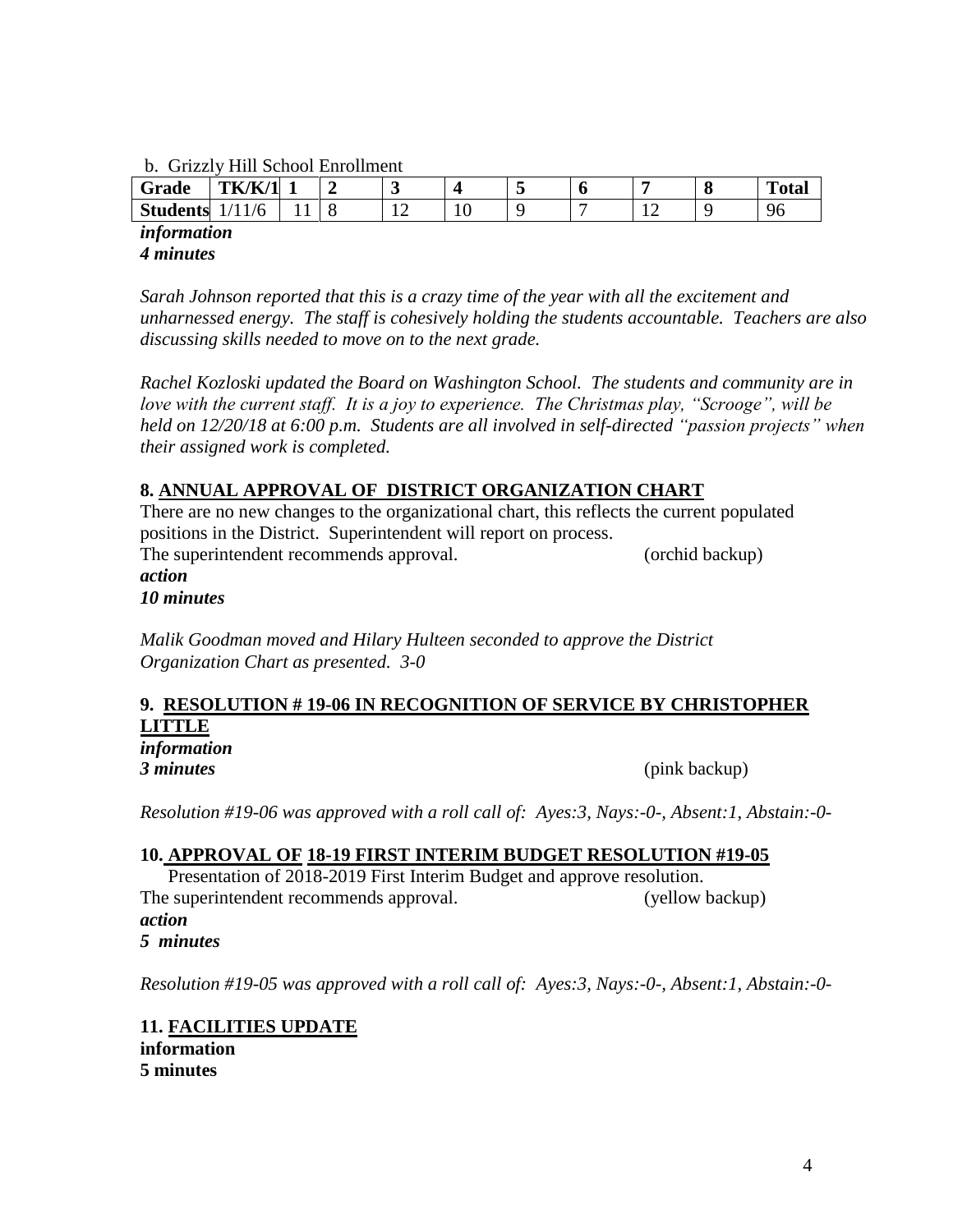b. Grizzly Hill School Enrollment

| Grade | TK/K/1 | 1 | 2 | 3 | 4 | 5 | 6 | 7 | 8 | Total |
|---|---|---|---|---|---|---|---|---|---|---|
| Students | 1/11/6 | 11 | 8 | 12 | 10 | 9 | 7 | 12 | 9 | 96 |

***information***
***4 minutes***

*Sarah Johnson reported that this is a crazy time of the year with all the excitement and unharnessed energy. The staff is cohesively holding the students accountable. Teachers are also discussing skills needed to move on to the next grade.*

*Rachel Kozloski updated the Board on Washington School. The students and community are in love with the current staff. It is a joy to experience. The Christmas play, "Scrooge", will be held on 12/20/18 at 6:00 p.m. Students are all involved in self-directed "passion projects" when their assigned work is completed.*

**8. ANNUAL APPROVAL OF DISTRICT ORGANIZATION CHART**

There are no new changes to the organizational chart, this reflects the current populated positions in the District. Superintendent will report on process.
The superintendent recommends approval. (orchid backup)
***action***
***10 minutes***

*Malik Goodman moved and Hilary Hulteen seconded to approve the District Organization Chart as presented. 3-0*

**9. RESOLUTION # 19-06 IN RECOGNITION OF SERVICE BY CHRISTOPHER LITTLE**
***information***
***3 minutes*** (pink backup)

*Resolution #19-06 was approved with a roll call of: Ayes:3, Nays:-0-, Absent:1, Abstain:-0-*

**10. APPROVAL OF 18-19 FIRST INTERIM BUDGET RESOLUTION #19-05**

Presentation of 2018-2019 First Interim Budget and approve resolution.
The superintendent recommends approval. (yellow backup)
***action***
***5 minutes***

*Resolution #19-05 was approved with a roll call of: Ayes:3, Nays:-0-, Absent:1, Abstain:-0-*

**11. FACILITIES UPDATE**
**information**
**5 minutes**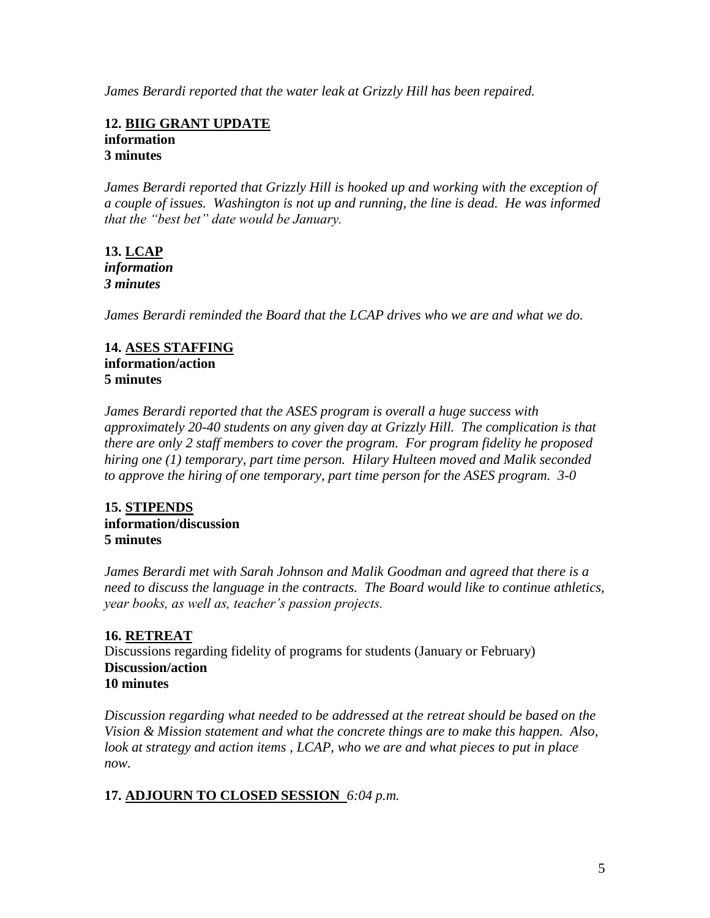*James Berardi reported that the water leak at Grizzly Hill has been repaired.*

**12. <u>BIIG GRANT UPDATE</u>**
**information**
**3 minutes**

*James Berardi reported that Grizzly Hill is hooked up and working with the exception of a couple of issues. Washington is not up and running, the line is dead. He was informed that the "best bet" date would be January.*

**13. <u>LCAP</u>**
***information***
***3 minutes***

*James Berardi reminded the Board that the LCAP drives who we are and what we do.*

**14. <u>ASES STAFFING</u>**
**information/action**
**5 minutes**

*James Berardi reported that the ASES program is overall a huge success with approximately 20-40 students on any given day at Grizzly Hill. The complication is that there are only 2 staff members to cover the program. For program fidelity he proposed hiring one (1) temporary, part time person. Hilary Hulteen moved and Malik seconded to approve the hiring of one temporary, part time person for the ASES program. 3-0*

**15. <u>STIPENDS</u>**
**information/discussion**
**5 minutes**

*James Berardi met with Sarah Johnson and Malik Goodman and agreed that there is a need to discuss the language in the contracts. The Board would like to continue athletics, year books, as well as, teacher's passion projects.*

**16. <u>RETREAT</u>**
Discussions regarding fidelity of programs for students (January or February)
**Discussion/action**
**10 minutes**

*Discussion regarding what needed to be addressed at the retreat should be based on the Vision & Mission statement and what the concrete things are to make this happen. Also, look at strategy and action items , LCAP, who we are and what pieces to put in place now.*

**17. <u>ADJOURN TO CLOSED SESSION</u>** *6:04 p.m.*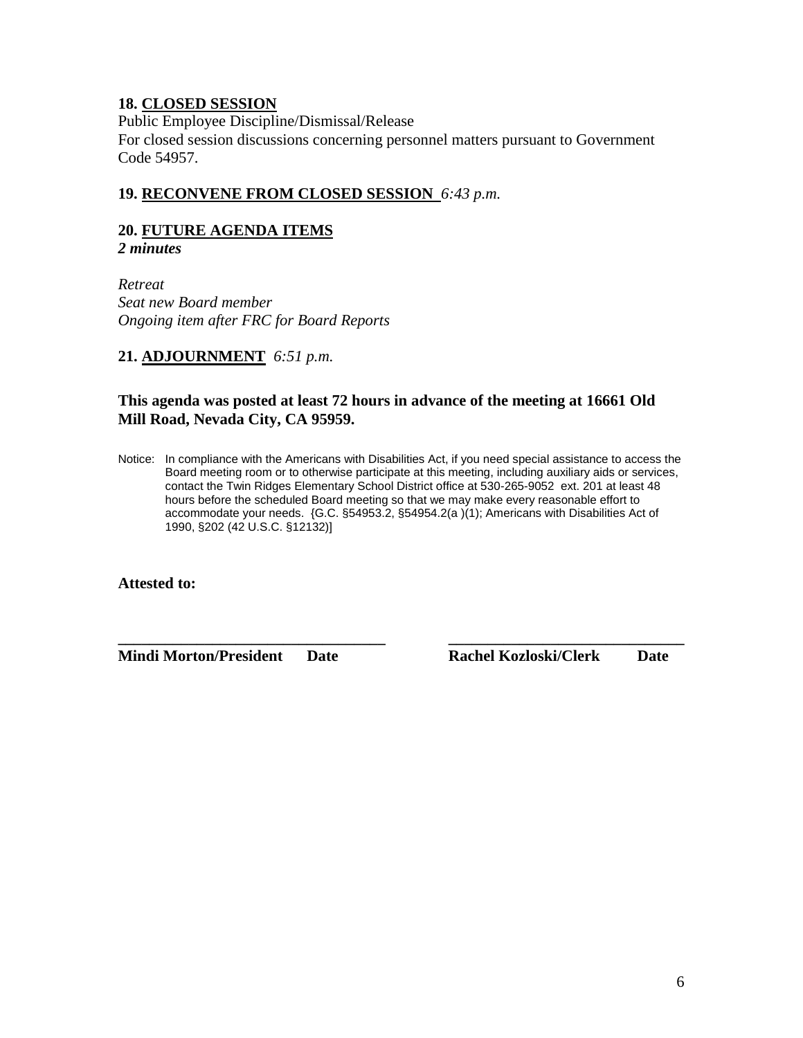**18. CLOSED SESSION**

Public Employee Discipline/Dismissal/Release
For closed session discussions concerning personnel matters pursuant to Government Code 54957.

**19. RECONVENE FROM CLOSED SESSION** *6:43 p.m.*

**20. FUTURE AGENDA ITEMS**
***2 minutes***

*Retreat*
*Seat new Board member*
*Ongoing item after FRC for Board Reports*

**21. ADJOURNMENT** *6:51 p.m.*

**This agenda was posted at least 72 hours in advance of the meeting at 16661 Old Mill Road, Nevada City, CA 95959.**

Notice: In compliance with the Americans with Disabilities Act, if you need special assistance to access the Board meeting room or to otherwise participate at this meeting, including auxiliary aids or services, contact the Twin Ridges Elementary School District office at 530-265-9052 ext. 201 at least 48 hours before the scheduled Board meeting so that we may make every reasonable effort to accommodate your needs. {G.C. §54953.2, §54954.2(a )(1); Americans with Disabilities Act of 1990, §202 (42 U.S.C. §12132)]

**Attested to:**

| | |
|---|---|
| **Mindi Morton/President Date** | **Rachel Kozloski/Clerk Date** |